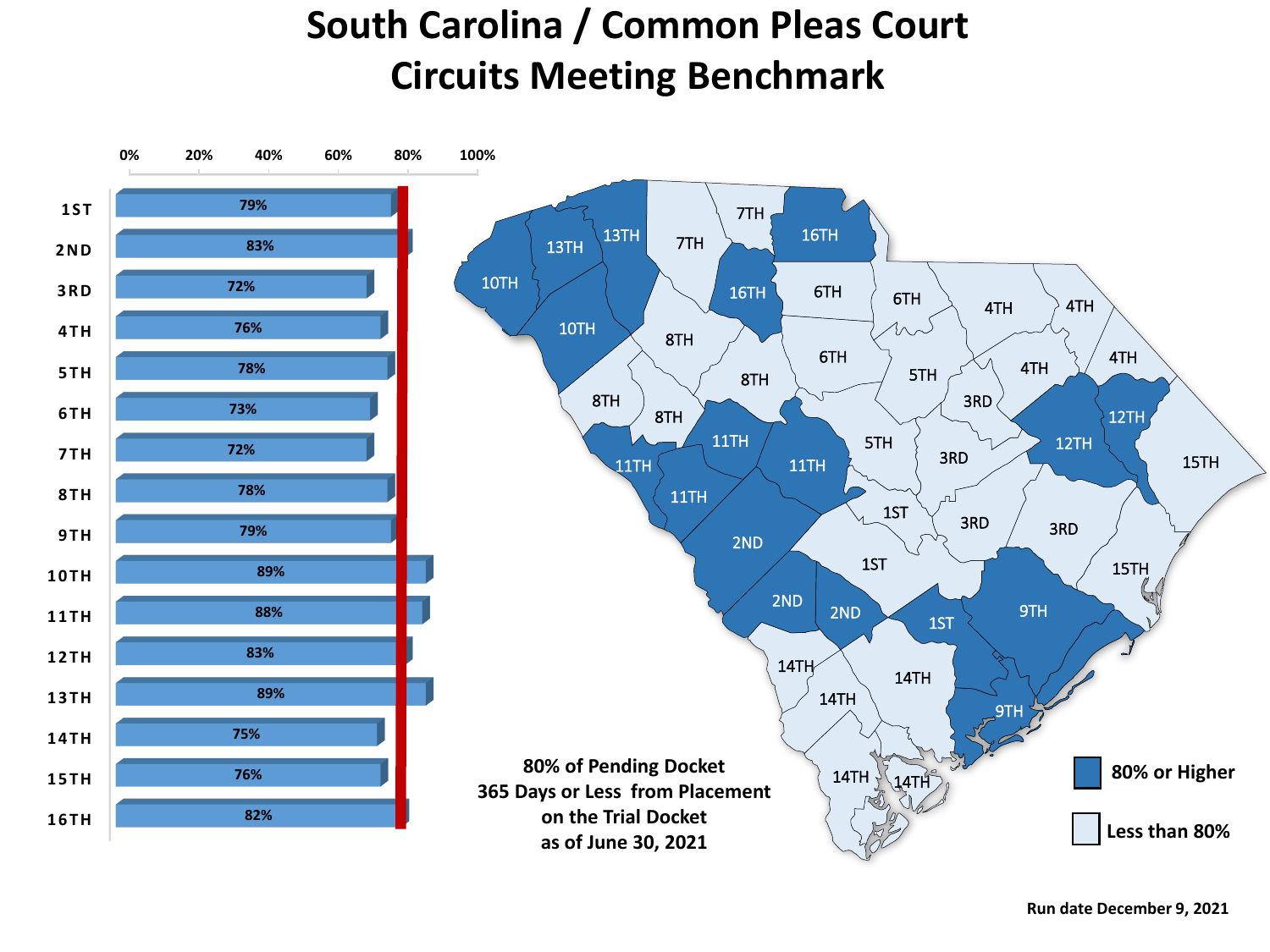# South Carolina / Common Pleas Court
# Circuits Meeting Benchmark

| Circuit | Percentage |
|---|---|
| 1ST | 79% |
| 2ND | 83% |
| 3RD | 72% |
| 4TH | 76% |
| 5TH | 78% |
| 6TH | 73% |
| 7TH | 72% |
| 8TH | 78% |
| 9TH | 79% |
| 10TH | 89% |
| 11TH | 88% |
| 12TH | 83% |
| 13TH | 89% |
| 14TH | 75% |
| 15TH | 76% |
| 16TH | 82% |

80% of Pending Docket
365 Days or Less from Placement
on the Trial Docket
as of June 30, 2021

- 80% or Higher
- Less than 80%

Run date December 9, 2021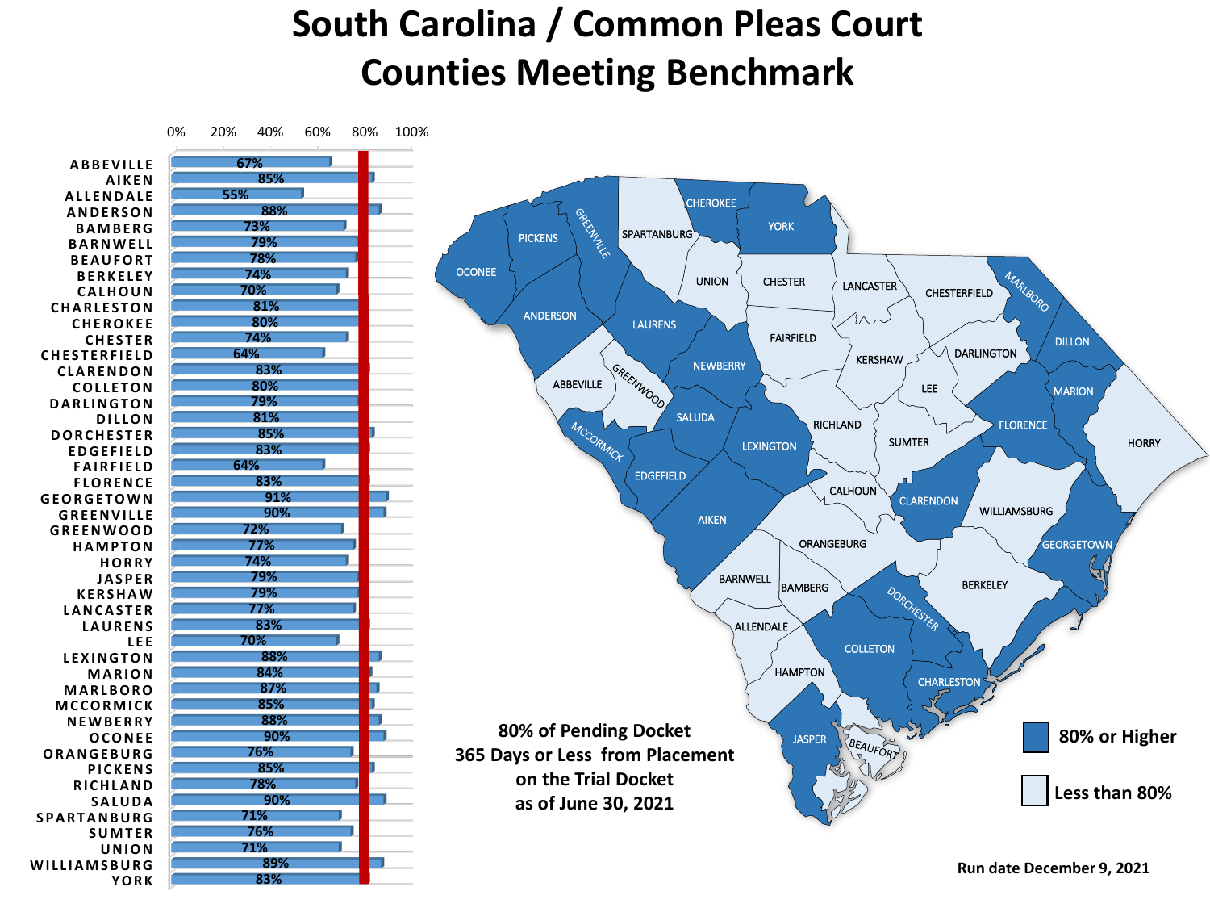# South Carolina / Common Pleas Court
# Counties Meeting Benchmark

0% 20% 40% 60% 80% 100%

ABBEVILLE 67%
AIKEN 85%
ALLENDALE 55%
ANDERSON 88%
BAMBERG 73%
BARNWELL 79%
BEAUFORT 78%
BERKELEY 74%
CALHOUN 70%
CHARLESTON 81%
CHEROKEE 80%
CHESTER 74%
CHESTERFIELD 64%
CLARENDON 83%
COLLETON 80%
DARLINGTON 79%
DILLON 81%
DORCHESTER 85%
EDGEFIELD 83%
FAIRFIELD 64%
FLORENCE 83%
GEORGETOWN 91%
GREENVILLE 90%
GREENWOOD 72%
HAMPTON 77%
HORRY 74%
JASPER 79%
KERSHAW 79%
LANCASTER 77%
LAURENS 83%
LEE 70%
LEXINGTON 88%
MARION 84%
MARLBORO 87%
MCCORMICK 85%
NEWBERRY 88%
OCONEE 90%
ORANGEBURG 76%
PICKENS 85%
RICHLAND 78%
SALUDA 90%
SPARTANBURG 71%
SUMTER 76%
UNION 71%
WILLIAMSBURG 89%
YORK 83%

OCONEE, PICKENS, GREENVILLE, SPARTANBURG, CHEROKEE, YORK, UNION, CHESTER, LANCASTER, CHESTERFIELD, MARLBORO, ANDERSON, LAURENS, NEWBERRY, FAIRFIELD, KERSHAW, DARLINGTON, DILLON, ABBEVILLE, GREENWOOD, LEE, MARION, SALUDA, RICHLAND, FLORENCE, MCCORMICK, LEXINGTON, SUMTER, HORRY, EDGEFIELD, CALHOUN, CLARENDON, AIKEN, WILLIAMSBURG, ORANGEBURG, GEORGETOWN, BARNWELL, BAMBERG, DORCHESTER, BERKELEY, ALLENDALE, COLLETON, HAMPTON, CHARLESTON, JASPER, BEAUFORT

80% of Pending Docket
365 Days or Less from Placement
on the Trial Docket
as of June 30, 2021

80% or Higher

Less than 80%

Run date December 9, 2021